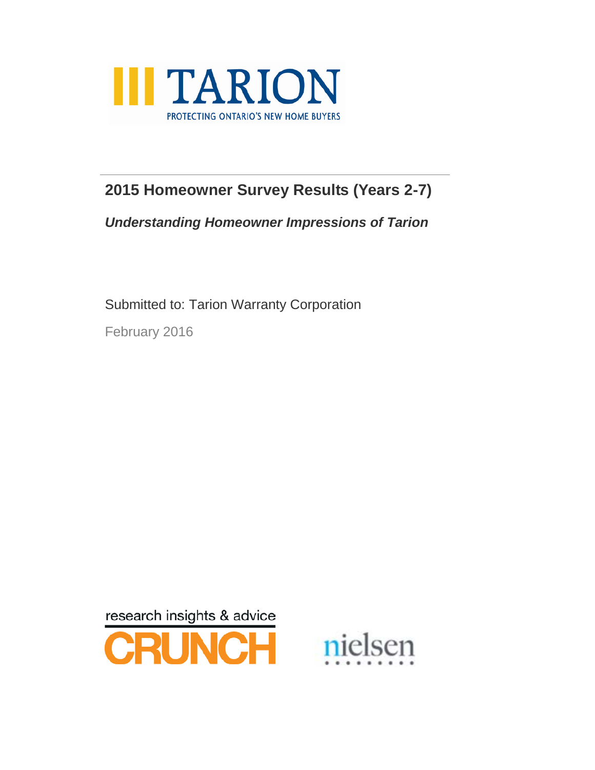TARION

PROTECTING ONTARIO'S NEW HOME BUYERS

# 2015 Homeowner Survey Results (Years 2-7)

***Understanding Homeowner Impressions of Tarion***

Submitted to: Tarion Warranty Corporation

February 2016

research insights & advice

CRUNCH

nielsen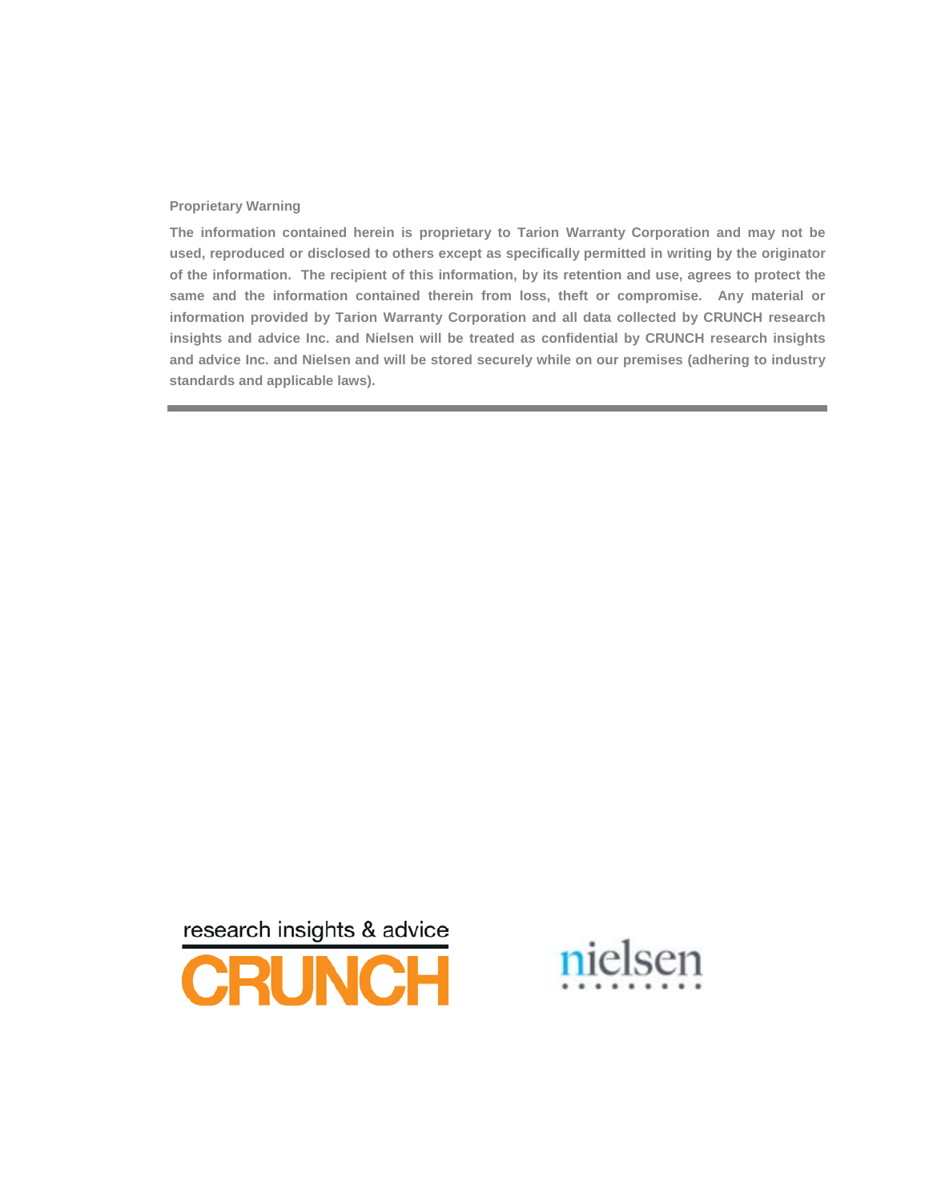**Proprietary Warning**

**The information contained herein is proprietary to Tarion Warranty Corporation and may not be used, reproduced or disclosed to others except as specifically permitted in writing by the originator of the information. The recipient of this information, by its retention and use, agrees to protect the same and the information contained therein from loss, theft or compromise. Any material or information provided by Tarion Warranty Corporation and all data collected by CRUNCH research insights and advice Inc. and Nielsen will be treated as confidential by CRUNCH research insights and advice Inc. and Nielsen and will be stored securely while on our premises (adhering to industry standards and applicable laws).**

research insights & advice
CRUNCH

nielsen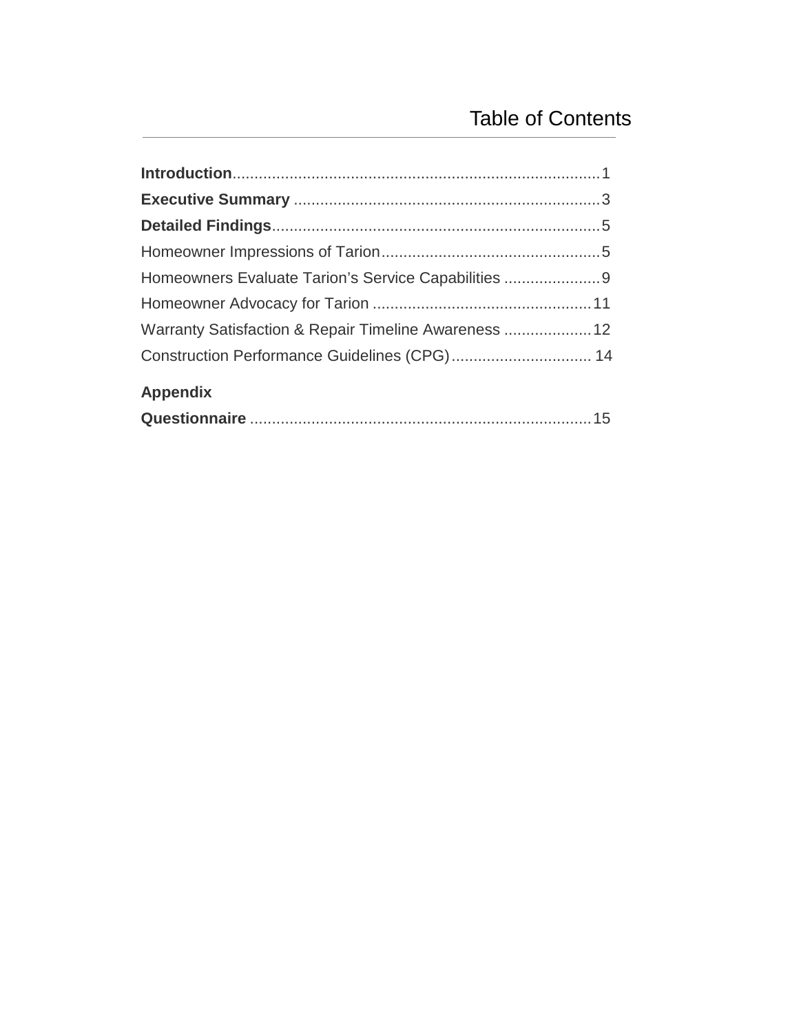# Table of Contents

**Introduction**....................................................................................1
**Executive Summary** ......................................................................3
**Detailed Findings**...........................................................................5
Homeowner Impressions of Tarion..................................................5
Homeowners Evaluate Tarion's Service Capabilities ......................9
Homeowner Advocacy for Tarion ..................................................11
Warranty Satisfaction & Repair Timeline Awareness ....................12
Construction Performance Guidelines (CPG)................................ 14

**Appendix**

**Questionnaire** .............................................................................15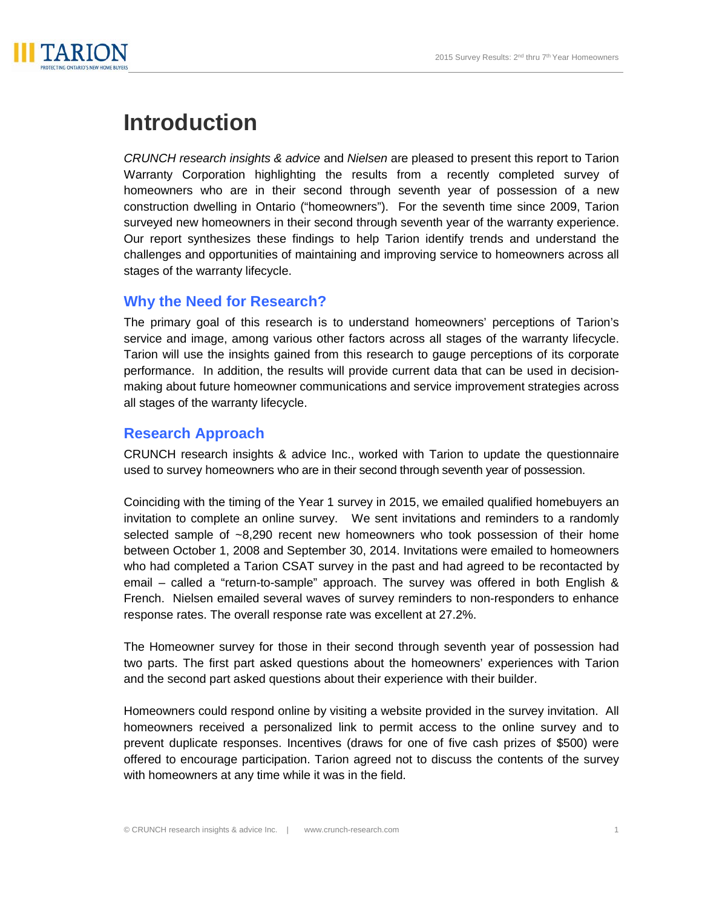# Introduction

*CRUNCH research insights & advice* and *Nielsen* are pleased to present this report to Tarion Warranty Corporation highlighting the results from a recently completed survey of homeowners who are in their second through seventh year of possession of a new construction dwelling in Ontario ("homeowners"). For the seventh time since 2009, Tarion surveyed new homeowners in their second through seventh year of the warranty experience. Our report synthesizes these findings to help Tarion identify trends and understand the challenges and opportunities of maintaining and improving service to homeowners across all stages of the warranty lifecycle.

## Why the Need for Research?

The primary goal of this research is to understand homeowners' perceptions of Tarion's service and image, among various other factors across all stages of the warranty lifecycle. Tarion will use the insights gained from this research to gauge perceptions of its corporate performance. In addition, the results will provide current data that can be used in decision-making about future homeowner communications and service improvement strategies across all stages of the warranty lifecycle.

## Research Approach

CRUNCH research insights & advice Inc., worked with Tarion to update the questionnaire used to survey homeowners who are in their second through seventh year of possession.

Coinciding with the timing of the Year 1 survey in 2015, we emailed qualified homebuyers an invitation to complete an online survey. We sent invitations and reminders to a randomly selected sample of ~8,290 recent new homeowners who took possession of their home between October 1, 2008 and September 30, 2014. Invitations were emailed to homeowners who had completed a Tarion CSAT survey in the past and had agreed to be recontacted by email – called a "return-to-sample" approach. The survey was offered in both English & French. Nielsen emailed several waves of survey reminders to non-responders to enhance response rates. The overall response rate was excellent at 27.2%.

The Homeowner survey for those in their second through seventh year of possession had two parts. The first part asked questions about the homeowners' experiences with Tarion and the second part asked questions about their experience with their builder.

Homeowners could respond online by visiting a website provided in the survey invitation. All homeowners received a personalized link to permit access to the online survey and to prevent duplicate responses. Incentives (draws for one of five cash prizes of $500) were offered to encourage participation. Tarion agreed not to discuss the contents of the survey with homeowners at any time while it was in the field.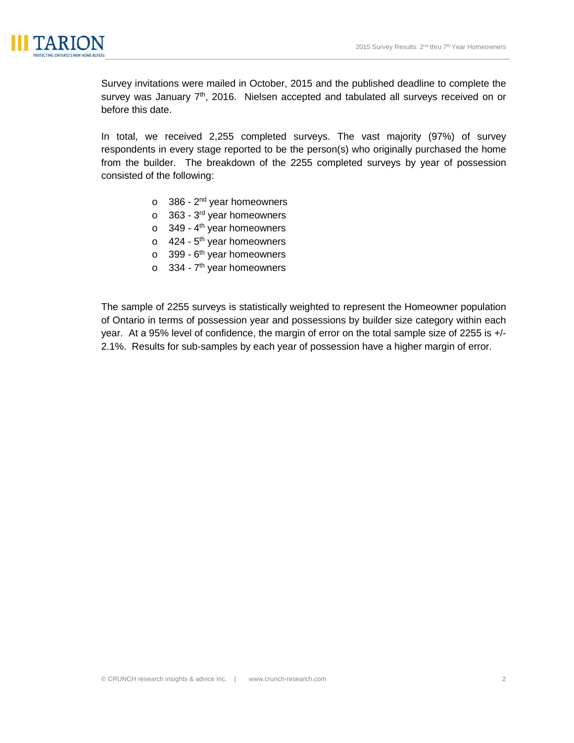Survey invitations were mailed in October, 2015 and the published deadline to complete the survey was January 7th, 2016. Nielsen accepted and tabulated all surveys received on or before this date.

In total, we received 2,255 completed surveys. The vast majority (97%) of survey respondents in every stage reported to be the person(s) who originally purchased the home from the builder. The breakdown of the 2255 completed surveys by year of possession consisted of the following:

- 386 - 2nd year homeowners
- 363 - 3rd year homeowners
- 349 - 4th year homeowners
- 424 - 5th year homeowners
- 399 - 6th year homeowners
- 334 - 7th year homeowners

The sample of 2255 surveys is statistically weighted to represent the Homeowner population of Ontario in terms of possession year and possessions by builder size category within each year. At a 95% level of confidence, the margin of error on the total sample size of 2255 is +/- 2.1%. Results for sub-samples by each year of possession have a higher margin of error.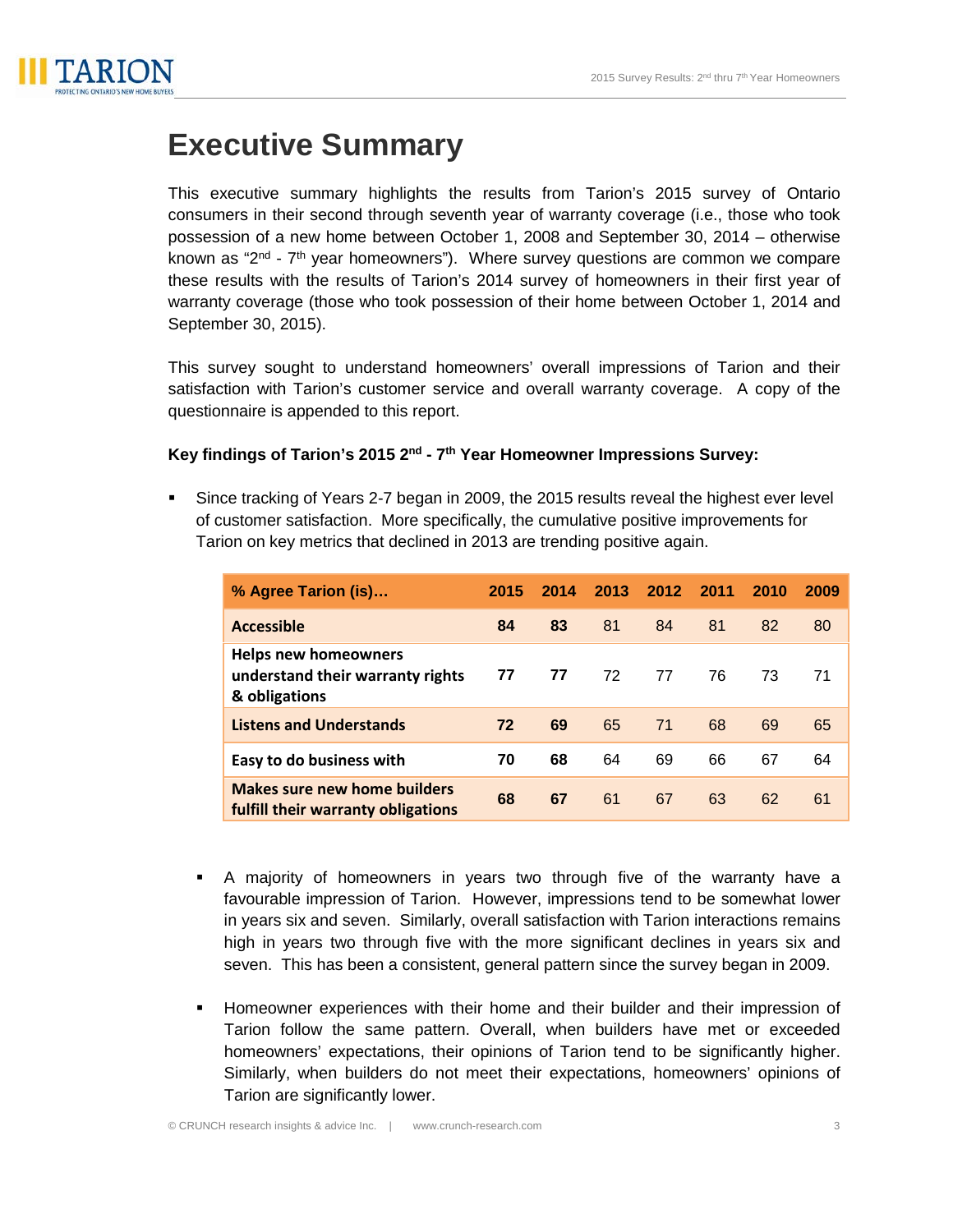# Executive Summary

This executive summary highlights the results from Tarion's 2015 survey of Ontario consumers in their second through seventh year of warranty coverage (i.e., those who took possession of a new home between October 1, 2008 and September 30, 2014 – otherwise known as "2nd - 7th year homeowners"). Where survey questions are common we compare these results with the results of Tarion's 2014 survey of homeowners in their first year of warranty coverage (those who took possession of their home between October 1, 2014 and September 30, 2015).

This survey sought to understand homeowners' overall impressions of Tarion and their satisfaction with Tarion's customer service and overall warranty coverage. A copy of the questionnaire is appended to this report.

**Key findings of Tarion's 2015 2nd - 7th Year Homeowner Impressions Survey:**

- Since tracking of Years 2-7 began in 2009, the 2015 results reveal the highest ever level of customer satisfaction. More specifically, the cumulative positive improvements for Tarion on key metrics that declined in 2013 are trending positive again.

| % Agree Tarion (is)… | 2015 | 2014 | 2013 | 2012 | 2011 | 2010 | 2009 |
|---|---|---|---|---|---|---|---|
| **Accessible** | **84** | **83** | 81 | 84 | 81 | 82 | 80 |
| **Helps new homeowners understand their warranty rights & obligations** | **77** | **77** | 72 | 77 | 76 | 73 | 71 |
| **Listens and Understands** | **72** | **69** | 65 | 71 | 68 | 69 | 65 |
| **Easy to do business with** | **70** | **68** | 64 | 69 | 66 | 67 | 64 |
| **Makes sure new home builders fulfill their warranty obligations** | **68** | **67** | 61 | 67 | 63 | 62 | 61 |

- A majority of homeowners in years two through five of the warranty have a favourable impression of Tarion. However, impressions tend to be somewhat lower in years six and seven. Similarly, overall satisfaction with Tarion interactions remains high in years two through five with the more significant declines in years six and seven. This has been a consistent, general pattern since the survey began in 2009.

- Homeowner experiences with their home and their builder and their impression of Tarion follow the same pattern. Overall, when builders have met or exceeded homeowners' expectations, their opinions of Tarion tend to be significantly higher. Similarly, when builders do not meet their expectations, homeowners' opinions of Tarion are significantly lower.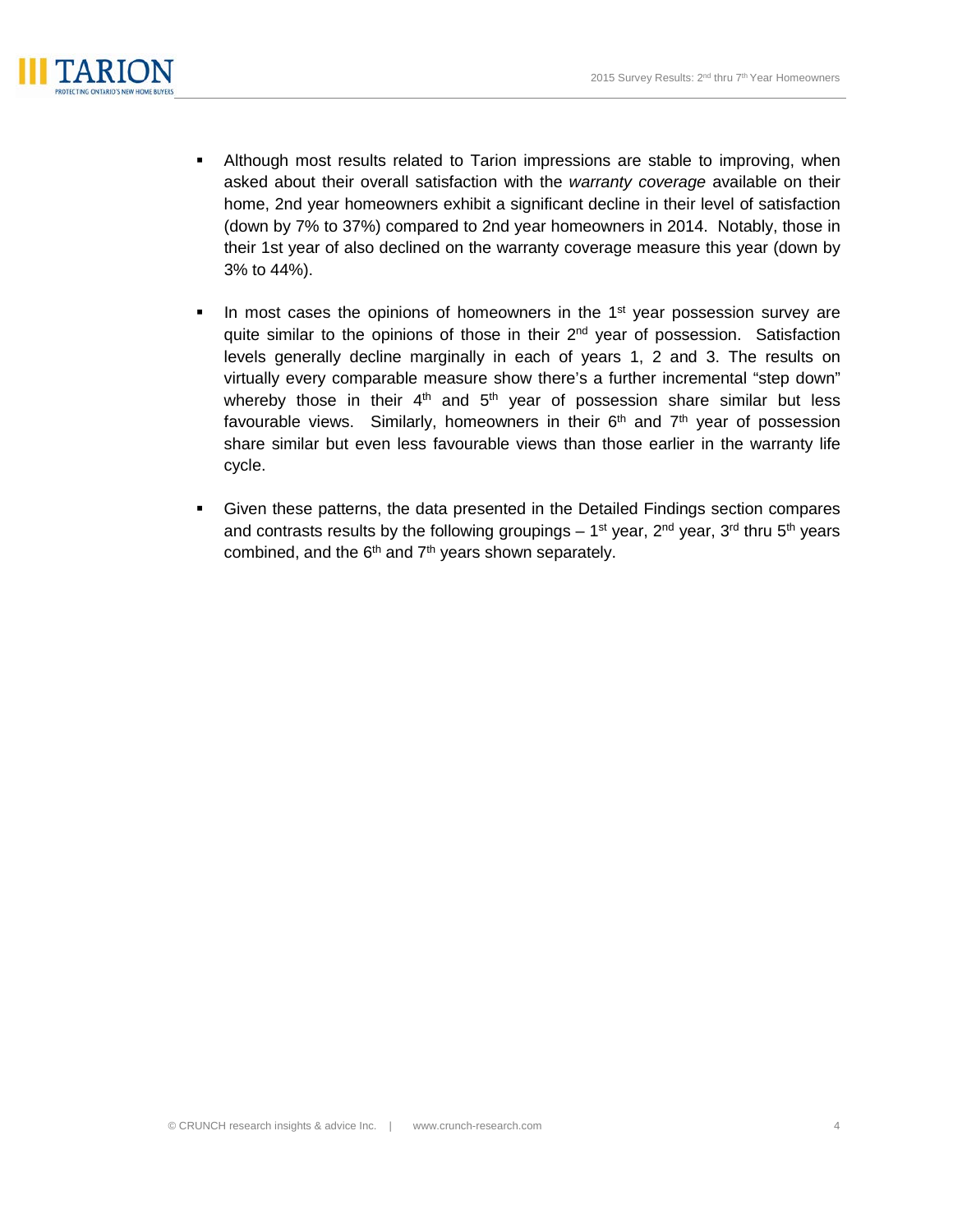- Although most results related to Tarion impressions are stable to improving, when asked about their overall satisfaction with the *warranty coverage* available on their home, 2nd year homeowners exhibit a significant decline in their level of satisfaction (down by 7% to 37%) compared to 2nd year homeowners in 2014. Notably, those in their 1st year of also declined on the warranty coverage measure this year (down by 3% to 44%).

- In most cases the opinions of homeowners in the 1st year possession survey are quite similar to the opinions of those in their 2nd year of possession. Satisfaction levels generally decline marginally in each of years 1, 2 and 3. The results on virtually every comparable measure show there's a further incremental "step down" whereby those in their 4th and 5th year of possession share similar but less favourable views. Similarly, homeowners in their 6th and 7th year of possession share similar but even less favourable views than those earlier in the warranty life cycle.

- Given these patterns, the data presented in the Detailed Findings section compares and contrasts results by the following groupings – 1st year, 2nd year, 3rd thru 5th years combined, and the 6th and 7th years shown separately.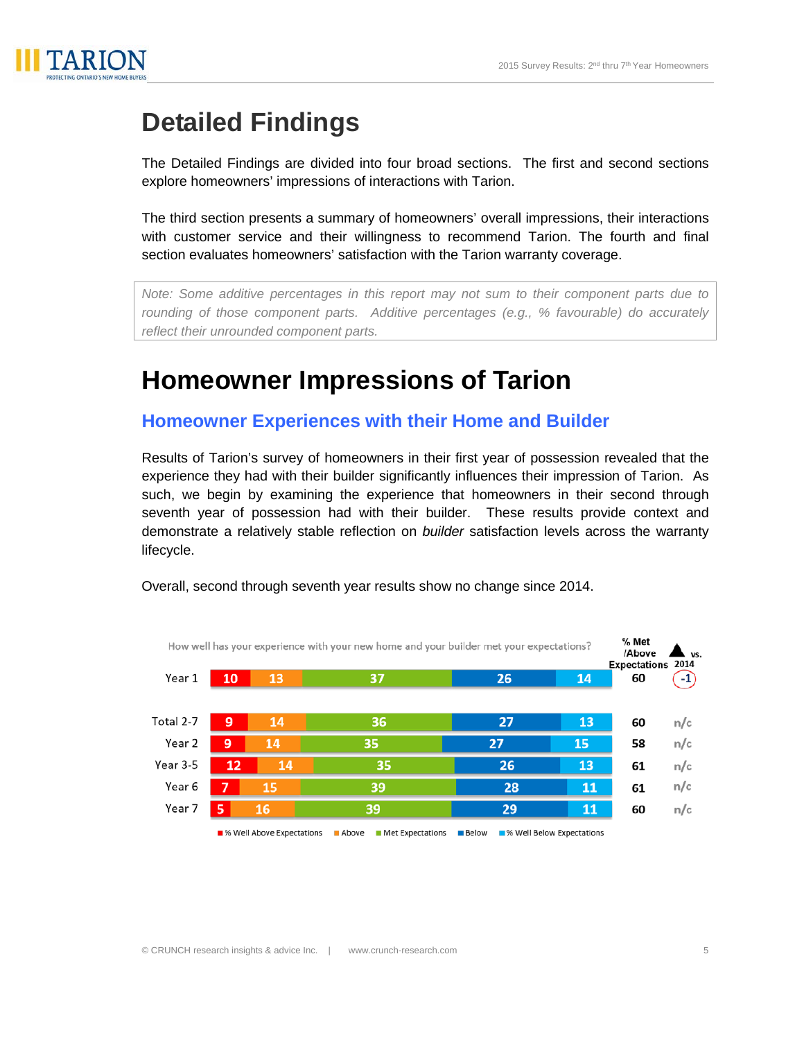# Detailed Findings

The Detailed Findings are divided into four broad sections. The first and second sections explore homeowners' impressions of interactions with Tarion.

The third section presents a summary of homeowners' overall impressions, their interactions with customer service and their willingness to recommend Tarion. The fourth and final section evaluates homeowners' satisfaction with the Tarion warranty coverage.

*Note: Some additive percentages in this report may not sum to their component parts due to rounding of those component parts. Additive percentages (e.g., % favourable) do accurately reflect their unrounded component parts.*

# Homeowner Impressions of Tarion

## Homeowner Experiences with their Home and Builder

Results of Tarion's survey of homeowners in their first year of possession revealed that the experience they had with their builder significantly influences their impression of Tarion. As such, we begin by examining the experience that homeowners in their second through seventh year of possession had with their builder. These results provide context and demonstrate a relatively stable reflection on *builder* satisfaction levels across the warranty lifecycle.

Overall, second through seventh year results show no change since 2014.

How well has your experience with your new home and your builder met your expectations?

% Met /Above Expectations

▲ vs. 2014

Year 1: 10, 13, 37, 26, 14 — 60 — -1

Total 2-7: 9, 14, 36, 27, 13 — 60 — n/c

Year 2: 9, 14, 35, 27, 15 — 58 — n/c

Year 3-5: 12, 14, 35, 26, 13 — 61 — n/c

Year 6: 7, 15, 39, 28, 11 — 61 — n/c

Year 7: 5, 16, 39, 29, 11 — 60 — n/c

% Well Above Expectations · Above · Met Expectations · Below · % Well Below Expectations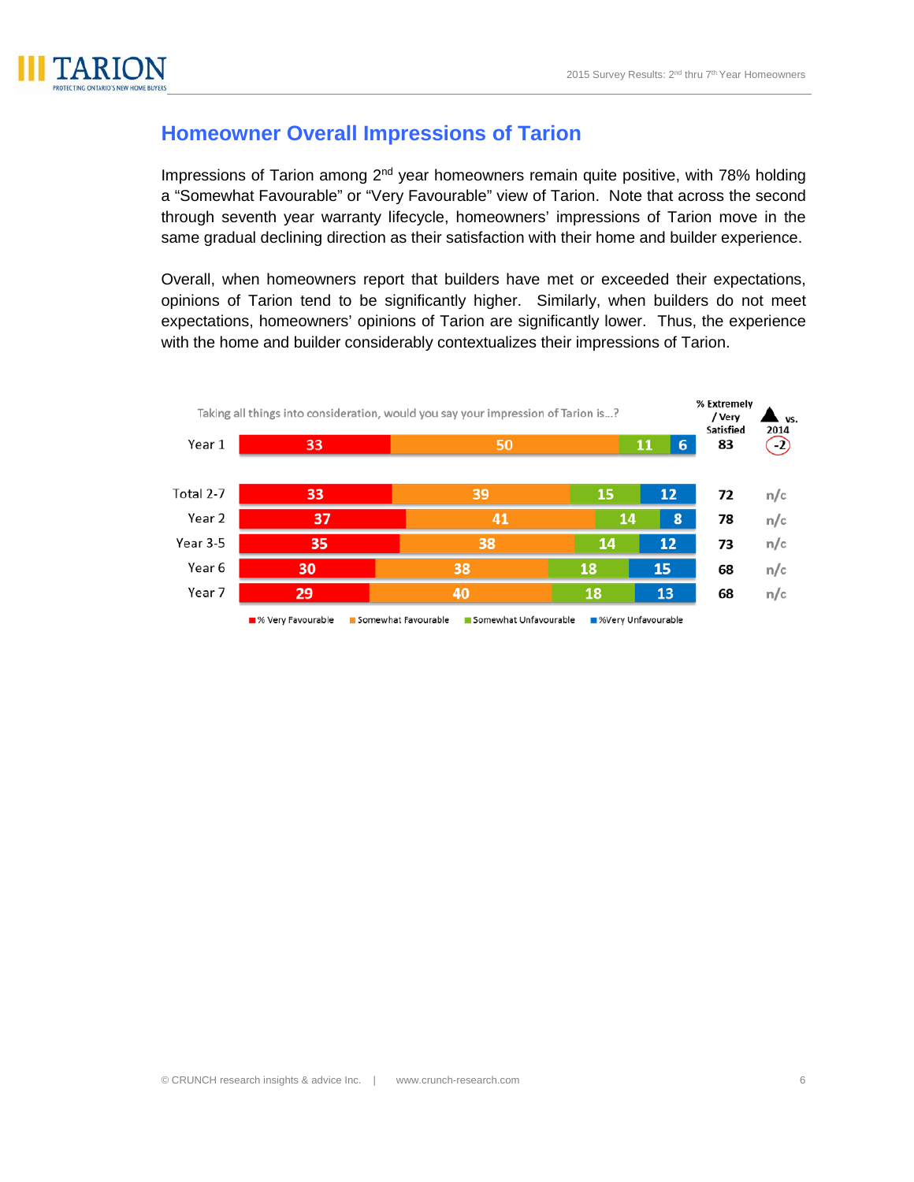## Homeowner Overall Impressions of Tarion

Impressions of Tarion among 2nd year homeowners remain quite positive, with 78% holding a “Somewhat Favourable” or “Very Favourable” view of Tarion. Note that across the second through seventh year warranty lifecycle, homeowners’ impressions of Tarion move in the same gradual declining direction as their satisfaction with their home and builder experience.

Overall, when homeowners report that builders have met or exceeded their expectations, opinions of Tarion tend to be significantly higher. Similarly, when builders do not meet expectations, homeowners’ opinions of Tarion are significantly lower. Thus, the experience with the home and builder considerably contextualizes their impressions of Tarion.

Taking all things into consideration, would you say your impression of Tarion is…?

| | % Very Favourable | Somewhat Favourable | Somewhat Unfavourable | %Very Unfavourable | % Extremely / Very Satisfied | ▲ vs. 2014 |
|---|---|---|---|---|---|---|
| Year 1 | 33 | 50 | 11 | 6 | 83 | -2 |
| Total 2-7 | 33 | 39 | 15 | 12 | 72 | n/c |
| Year 2 | 37 | 41 | 14 | 8 | 78 | n/c |
| Year 3-5 | 35 | 38 | 14 | 12 | 73 | n/c |
| Year 6 | 30 | 38 | 18 | 15 | 68 | n/c |
| Year 7 | 29 | 40 | 18 | 13 | 68 | n/c |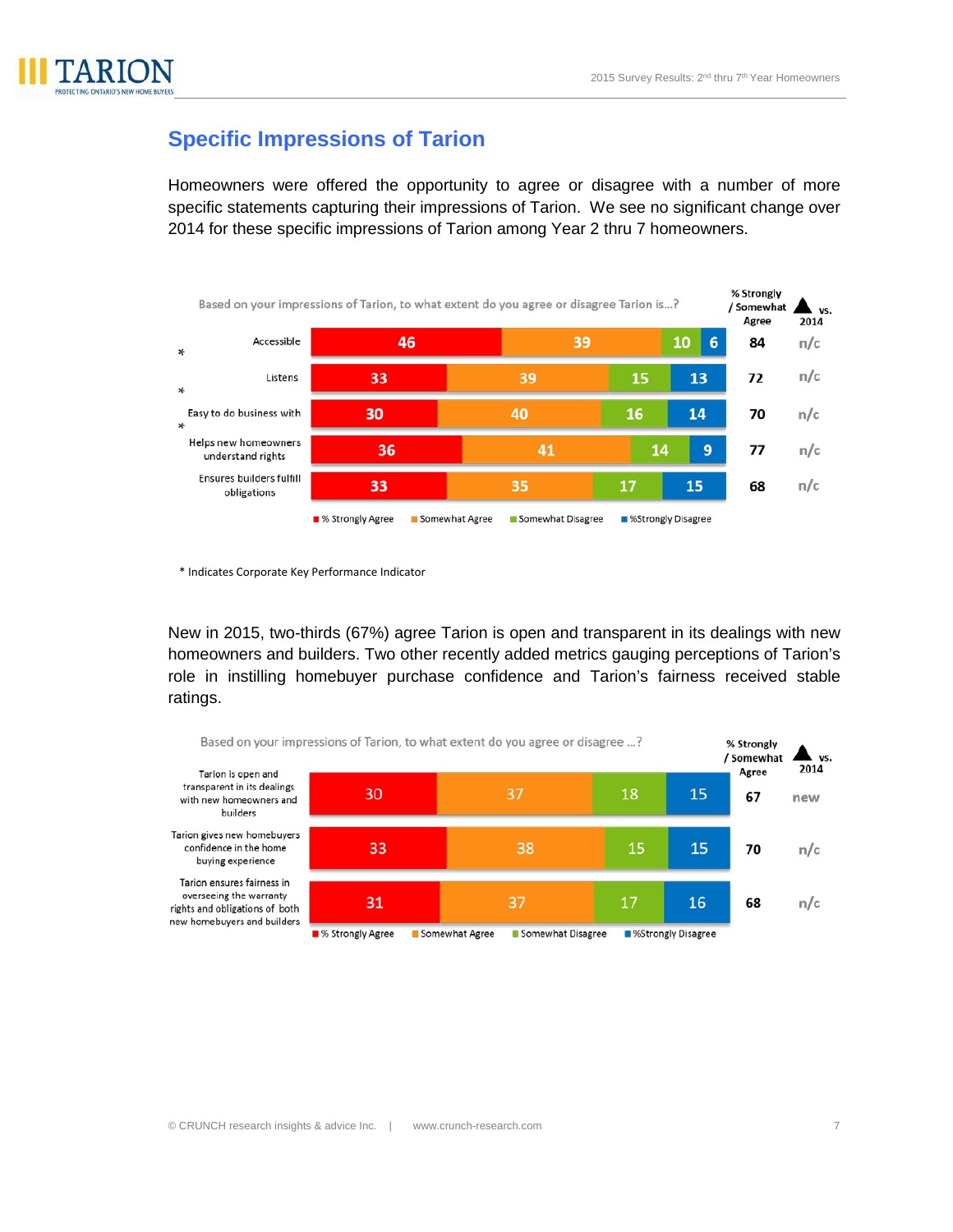## Specific Impressions of Tarion

Homeowners were offered the opportunity to agree or disagree with a number of more specific statements capturing their impressions of Tarion. We see no significant change over 2014 for these specific impressions of Tarion among Year 2 thru 7 homeowners.

Based on your impressions of Tarion, to what extent do you agree or disagree Tarion is…?

% Strongly / Somewhat Agree

▲ vs. 2014

* Accessible 46 39 10 6 84 n/c

* Listens 33 39 15 13 72 n/c

* Easy to do business with 30 40 16 14 70 n/c

Helps new homeowners understand rights 36 41 14 9 77 n/c

Ensures builders fulfill obligations 33 35 17 15 68 n/c

% Strongly Agree | Somewhat Agree | Somewhat Disagree | %Strongly Disagree

\* Indicates Corporate Key Performance Indicator

New in 2015, two-thirds (67%) agree Tarion is open and transparent in its dealings with new homeowners and builders. Two other recently added metrics gauging perceptions of Tarion's role in instilling homebuyer purchase confidence and Tarion's fairness received stable ratings.

Based on your impressions of Tarion, to what extent do you agree or disagree …?

% Strongly / Somewhat Agree

▲ vs. 2014

Tarion is open and transparent in its dealings with new homeowners and builders 30 37 18 15 67 new

Tarion gives new homebuyers confidence in the home buying experience 33 38 15 15 70 n/c

Tarion ensures fairness in overseeing the warranty rights and obligations of both new homebuyers and builders 31 37 17 16 68 n/c

% Strongly Agree | Somewhat Agree | Somewhat Disagree | %Strongly Disagree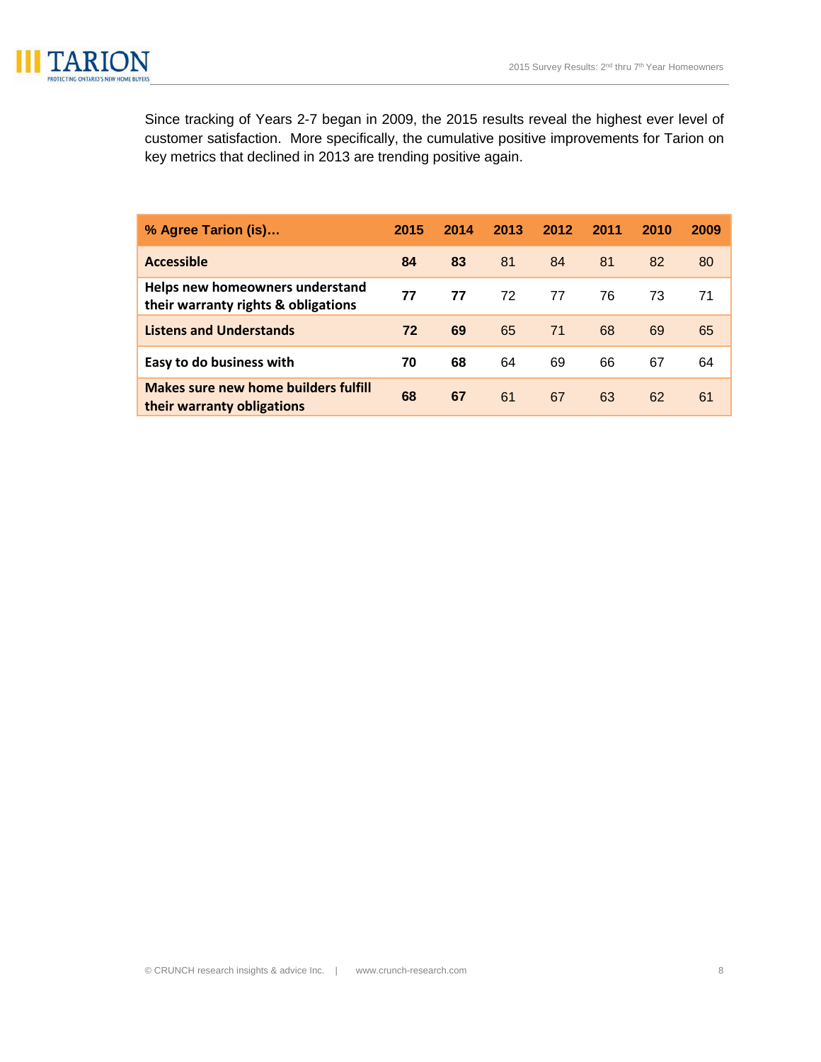Since tracking of Years 2-7 began in 2009, the 2015 results reveal the highest ever level of customer satisfaction. More specifically, the cumulative positive improvements for Tarion on key metrics that declined in 2013 are trending positive again.

| % Agree Tarion (is)… | 2015 | 2014 | 2013 | 2012 | 2011 | 2010 | 2009 |
|---|---|---|---|---|---|---|---|
| **Accessible** | **84** | **83** | 81 | 84 | 81 | 82 | 80 |
| **Helps new homeowners understand their warranty rights & obligations** | **77** | **77** | 72 | 77 | 76 | 73 | 71 |
| **Listens and Understands** | **72** | **69** | 65 | 71 | 68 | 69 | 65 |
| **Easy to do business with** | **70** | **68** | 64 | 69 | 66 | 67 | 64 |
| **Makes sure new home builders fulfill their warranty obligations** | **68** | **67** | 61 | 67 | 63 | 62 | 61 |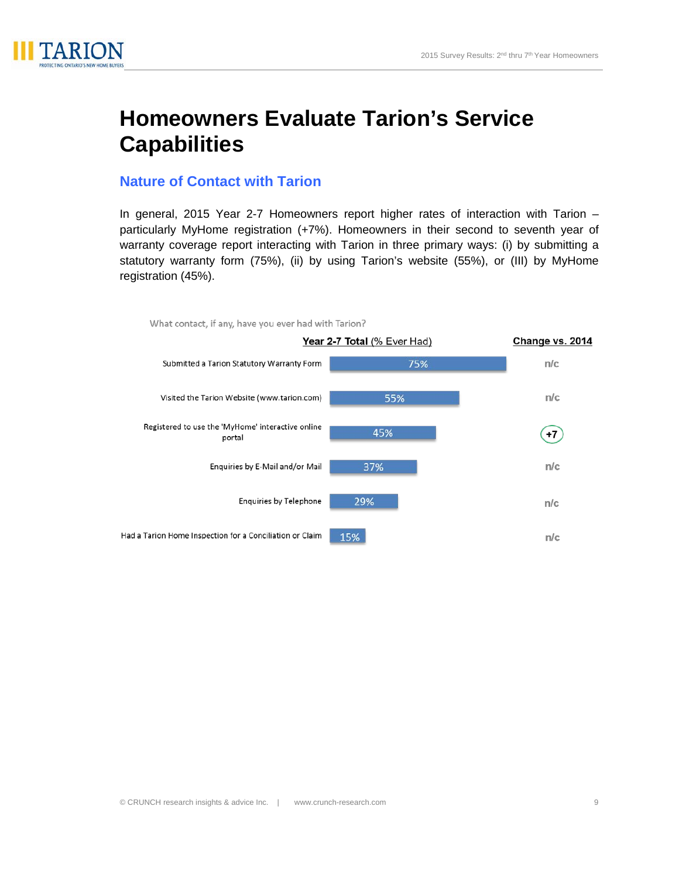# Homeowners Evaluate Tarion's Service Capabilities

## Nature of Contact with Tarion

In general, 2015 Year 2-7 Homeowners report higher rates of interaction with Tarion – particularly MyHome registration (+7%). Homeowners in their second to seventh year of warranty coverage report interacting with Tarion in three primary ways: (i) by submitting a statutory warranty form (75%), (ii) by using Tarion's website (55%), or (III) by MyHome registration (45%).

What contact, if any, have you ever had with Tarion?

**Year 2-7 Total** (% Ever Had)

**Change vs. 2014**

Submitted a Tarion Statutory Warranty Form 75% n/c

Visited the Tarion Website (www.tarion.com) 55% n/c

Registered to use the 'MyHome' interactive online portal 45% +7

Enquiries by E-Mail and/or Mail 37% n/c

Enquiries by Telephone 29% n/c

Had a Tarion Home Inspection for a Conciliation or Claim 15% n/c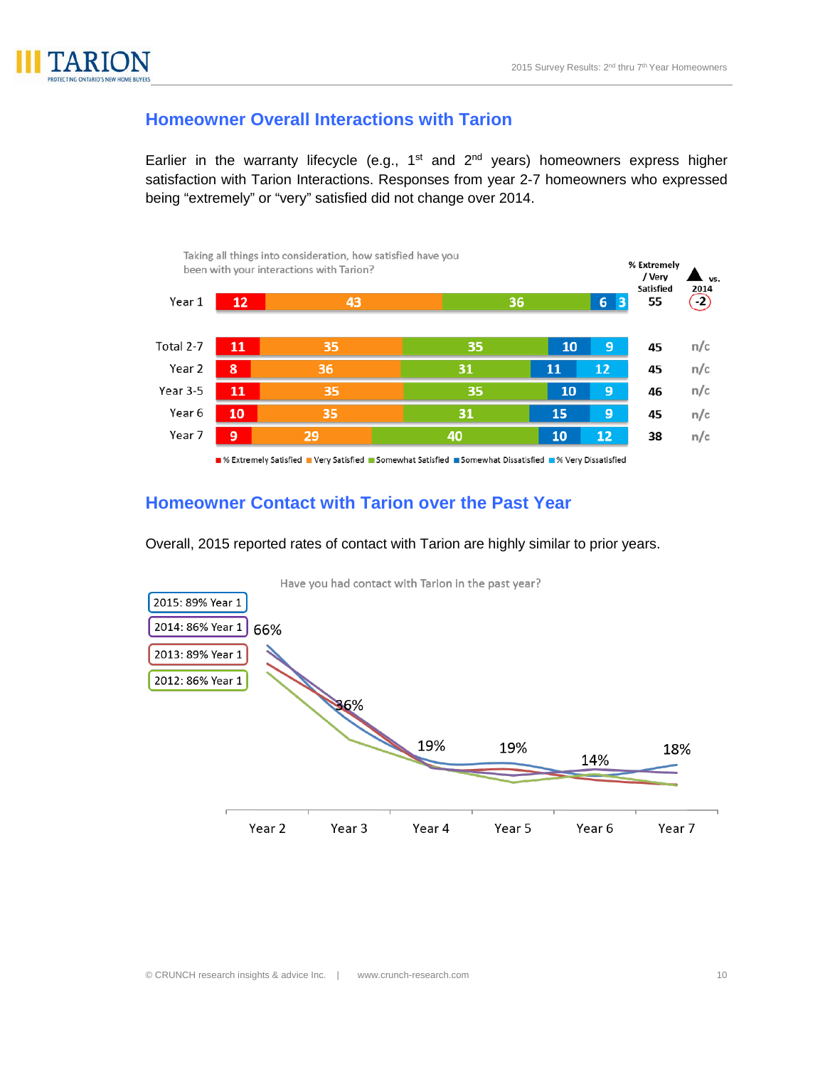## Homeowner Overall Interactions with Tarion

Earlier in the warranty lifecycle (e.g., 1st and 2nd years) homeowners express higher satisfaction with Tarion Interactions. Responses from year 2-7 homeowners who expressed being "extremely" or "very" satisfied did not change over 2014.

Taking all things into consideration, how satisfied have you been with your interactions with Tarion?

% Extremely / Very Satisfied

vs. 2014

Year 1: 12, 43, 36, 6, 3 — 55 — -2

Total 2-7: 11, 35, 35, 10, 9 — 45 — n/c

Year 2: 8, 36, 31, 11, 12 — 45 — n/c

Year 3-5: 11, 35, 35, 10, 9 — 46 — n/c

Year 6: 10, 35, 31, 15, 9 — 45 — n/c

Year 7: 9, 29, 40, 10, 12 — 38 — n/c

% Extremely Satisfied, Very Satisfied, Somewhat Satisfied, Somewhat Dissatisfied, % Very Dissatisfied

## Homeowner Contact with Tarion over the Past Year

Overall, 2015 reported rates of contact with Tarion are highly similar to prior years.

Have you had contact with Tarion in the past year?

2015: 89% Year 1

2014: 86% Year 1

2013: 89% Year 1

2012: 86% Year 1

66%

36%

19%

19%

14%

18%

Year 2, Year 3, Year 4, Year 5, Year 6, Year 7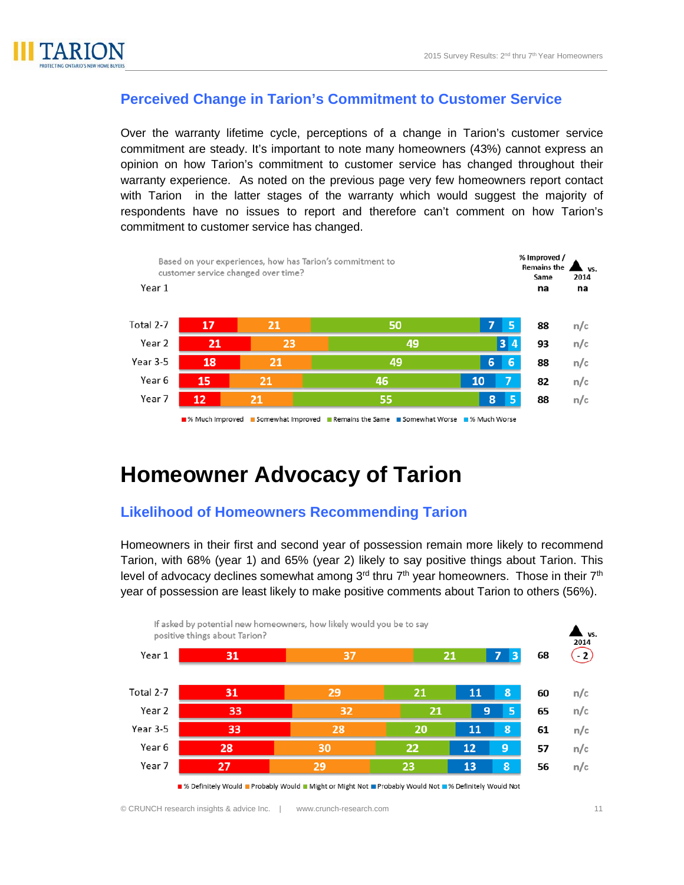## Perceived Change in Tarion's Commitment to Customer Service

Over the warranty lifetime cycle, perceptions of a change in Tarion's customer service commitment are steady. It's important to note many homeowners (43%) cannot express an opinion on how Tarion's commitment to customer service has changed throughout their warranty experience. As noted on the previous page very few homeowners report contact with Tarion in the latter stages of the warranty which would suggest the majority of respondents have no issues to report and therefore can't comment on how Tarion's commitment to customer service has changed.

Based on your experiences, how has Tarion's commitment to customer service changed over time?

% Improved / Remains the Same | ▲ vs. 2014

Year 1 na na

Total 2-7 17 21 50 7 5 88 n/c

Year 2 21 23 49 3 4 93 n/c

Year 3-5 18 21 49 6 6 88 n/c

Year 6 15 21 46 10 7 82 n/c

Year 7 12 21 55 8 5 88 n/c

% Much Improved | Somewhat Improved | Remains the Same | Somewhat Worse | % Much Worse

# Homeowner Advocacy of Tarion

## Likelihood of Homeowners Recommending Tarion

Homeowners in their first and second year of possession remain more likely to recommend Tarion, with 68% (year 1) and 65% (year 2) likely to say positive things about Tarion. This level of advocacy declines somewhat among 3rd thru 7th year homeowners. Those in their 7th year of possession are least likely to make positive comments about Tarion to others (56%).

If asked by potential new homeowners, how likely would you be to say positive things about Tarion?

▲ vs. 2014

Year 1 31 37 21 7 3 68 -2

Total 2-7 31 29 21 11 8 60 n/c

Year 2 33 32 21 9 5 65 n/c

Year 3-5 33 28 20 11 8 61 n/c

Year 6 28 30 22 12 9 57 n/c

Year 7 27 29 23 13 8 56 n/c

% Definitely Would | Probably Would | Might or Might Not | Probably Would Not | % Definitely Would Not

© CRUNCH research insights & advice Inc. | www.crunch-research.com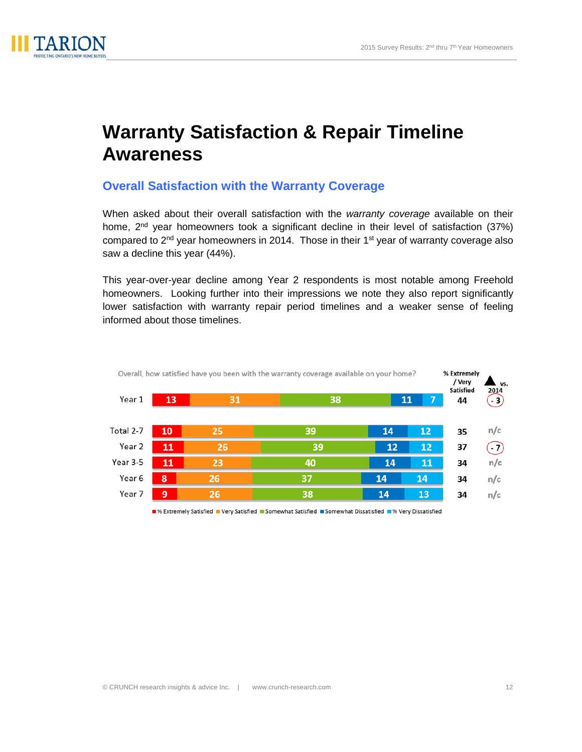# Warranty Satisfaction & Repair Timeline Awareness

## Overall Satisfaction with the Warranty Coverage

When asked about their overall satisfaction with the *warranty coverage* available on their home, 2nd year homeowners took a significant decline in their level of satisfaction (37%) compared to 2nd year homeowners in 2014. Those in their 1st year of warranty coverage also saw a decline this year (44%).

This year-over-year decline among Year 2 respondents is most notable among Freehold homeowners. Looking further into their impressions we note they also report significantly lower satisfaction with warranty repair period timelines and a weaker sense of feeling informed about those timelines.

Overall, how satisfied have you been with the warranty coverage available on your home?

% Extremely / Very Satisfied

▲ vs. 2014

Year 1: 13, 31, 38, 11, 7 — 44 — -3

Total 2-7: 10, 25, 39, 14, 12 — 35 — n/c

Year 2: 11, 26, 39, 12, 12 — 37 — -7

Year 3-5: 11, 23, 40, 14, 11 — 34 — n/c

Year 6: 8, 26, 37, 14, 14 — 34 — n/c

Year 7: 9, 26, 38, 14, 13 — 34 — n/c

% Extremely Satisfied ■ Very Satisfied ■ Somewhat Satisfied ■ Somewhat Dissatisfied ■ % Very Dissatisfied

© CRUNCH research insights & advice Inc. | www.crunch-research.com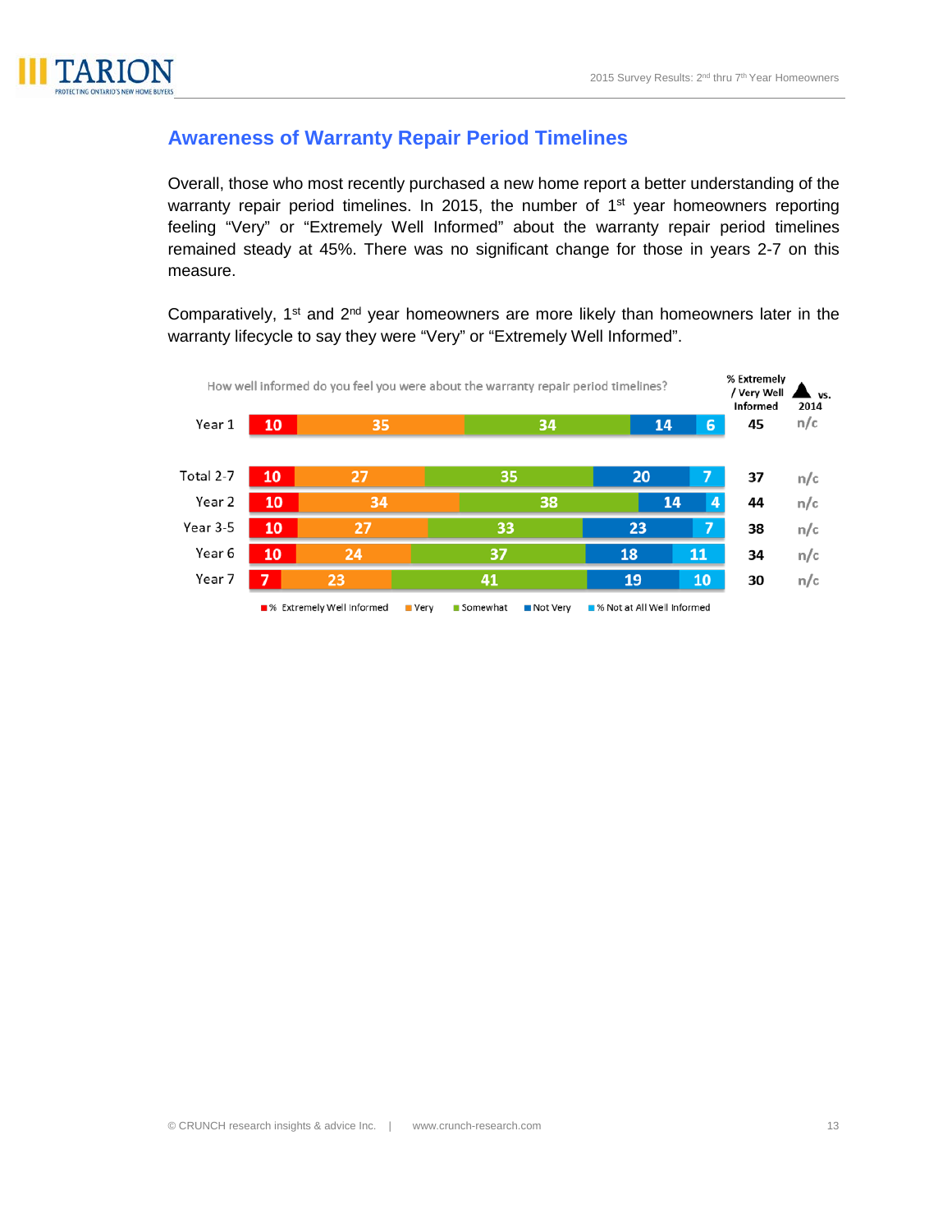## Awareness of Warranty Repair Period Timelines

Overall, those who most recently purchased a new home report a better understanding of the warranty repair period timelines. In 2015, the number of 1st year homeowners reporting feeling "Very" or "Extremely Well Informed" about the warranty repair period timelines remained steady at 45%. There was no significant change for those in years 2-7 on this measure.

Comparatively, 1st and 2nd year homeowners are more likely than homeowners later in the warranty lifecycle to say they were "Very" or "Extremely Well Informed".

How well informed do you feel you were about the warranty repair period timelines?

% Extremely / Very Well Informed

▲ vs. 2014

Year 1: 10, 35, 34, 14, 6 — 45 — n/c

Total 2-7: 10, 27, 35, 20, 7 — 37 — n/c

Year 2: 10, 34, 38, 14, 4 — 44 — n/c

Year 3-5: 10, 27, 33, 23, 7 — 38 — n/c

Year 6: 10, 24, 37, 18, 11 — 34 — n/c

Year 7: 7, 23, 41, 19, 10 — 30 — n/c

% Extremely Well Informed, Very, Somewhat, Not Very, % Not at All Well Informed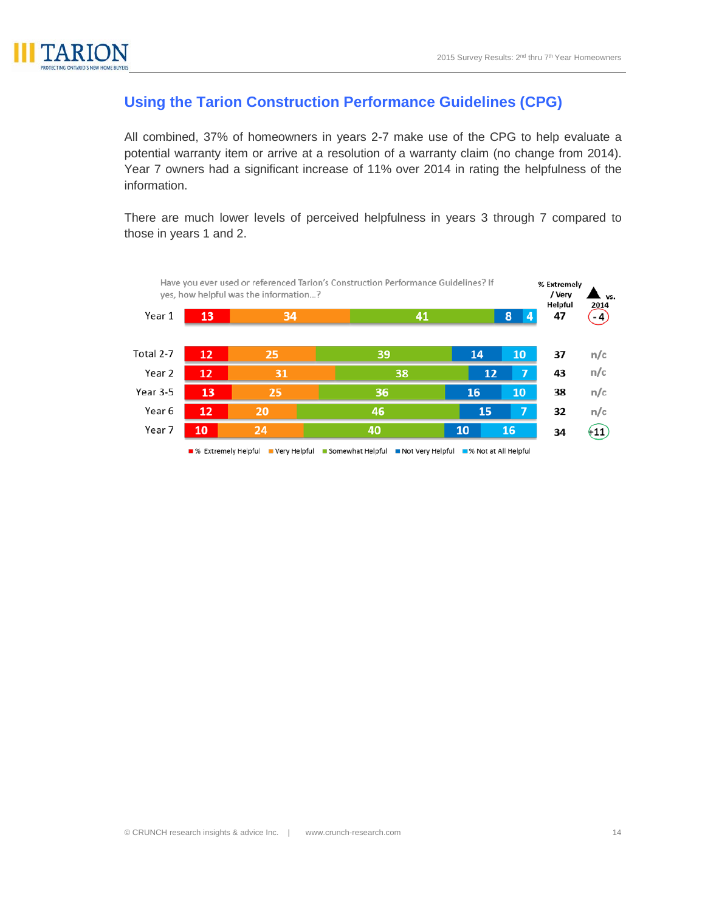## Using the Tarion Construction Performance Guidelines (CPG)

All combined, 37% of homeowners in years 2-7 make use of the CPG to help evaluate a potential warranty item or arrive at a resolution of a warranty claim (no change from 2014). Year 7 owners had a significant increase of 11% over 2014 in rating the helpfulness of the information.

There are much lower levels of perceived helpfulness in years 3 through 7 compared to those in years 1 and 2.

Have you ever used or referenced Tarion's Construction Performance Guidelines? If yes, how helpful was the information...?

% Extremely / Very Helpful

vs. 2014

Year 1: 13, 34, 41, 8, 4 — 47 — -4

Total 2-7: 12, 25, 39, 14, 10 — 37 — n/c

Year 2: 12, 31, 38, 12, 7 — 43 — n/c

Year 3-5: 13, 25, 36, 16, 10 — 38 — n/c

Year 6: 12, 20, 46, 15, 7 — 32 — n/c

Year 7: 10, 24, 40, 10, 16 — 34 — +11

% Extremely Helpful, Very Helpful, Somewhat Helpful, Not Very Helpful, % Not at All Helpful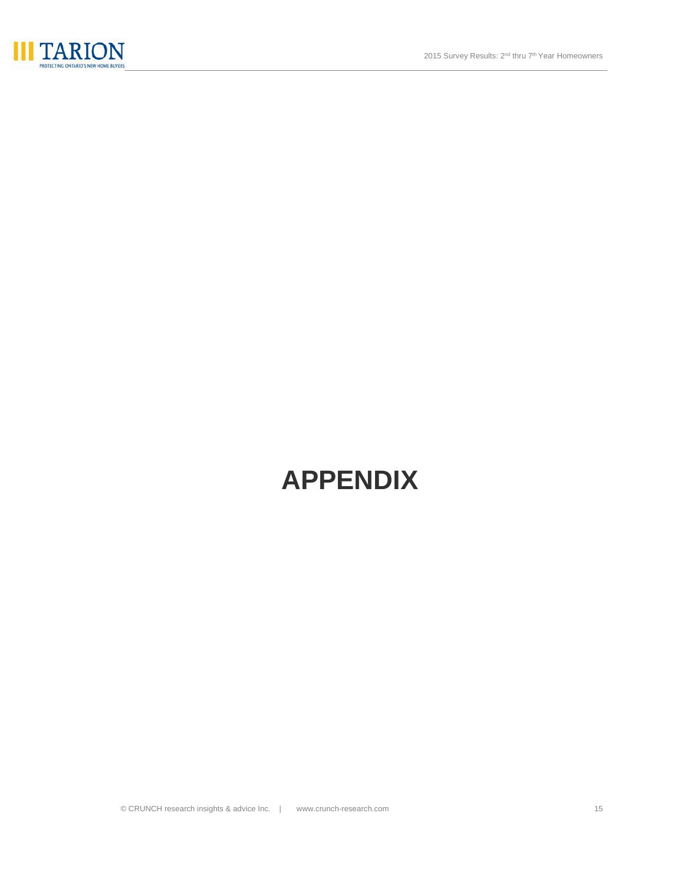# APPENDIX